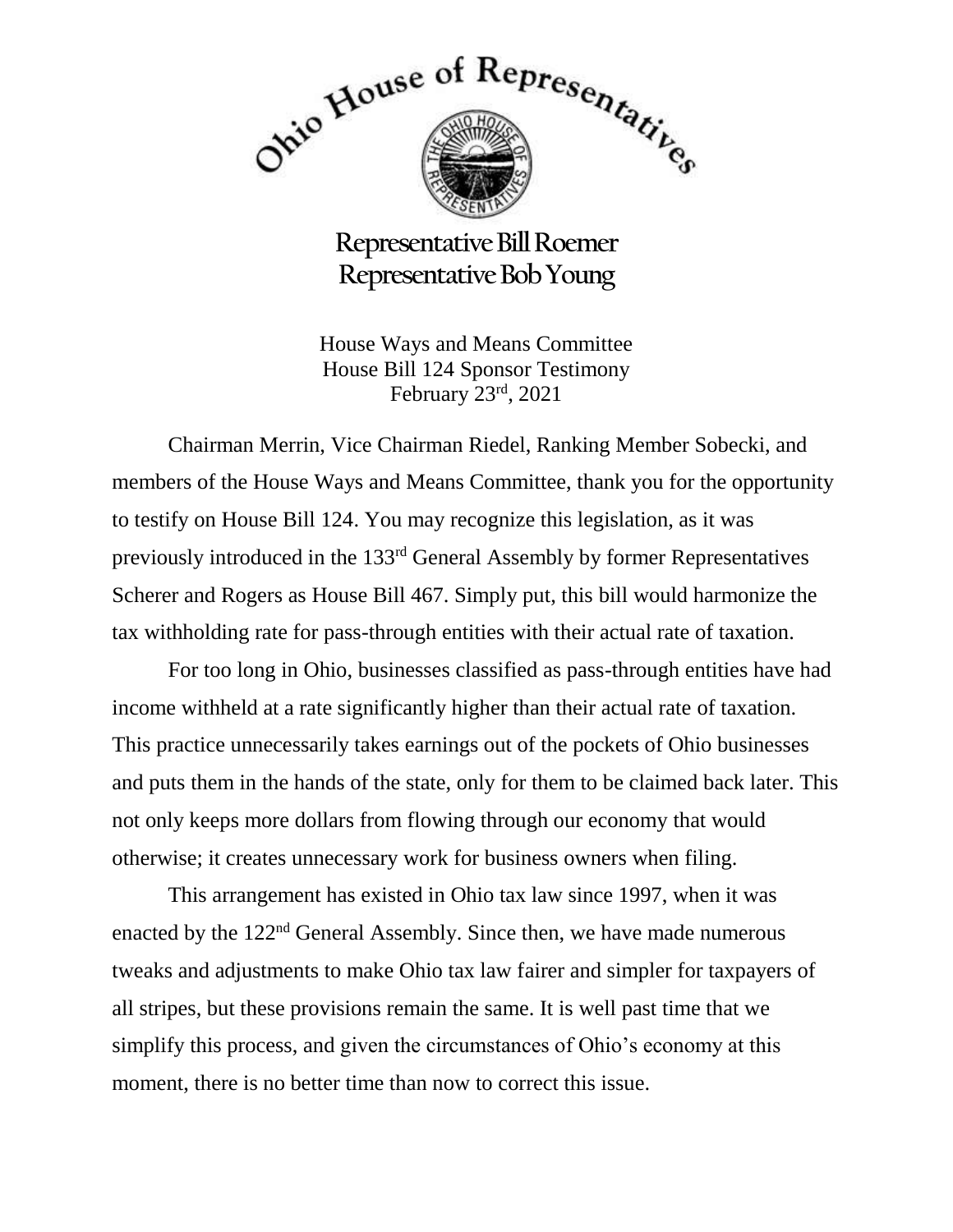Ohio House of Representatives

**Representative Bill Roemer**
**Representative Bob Young**

House Ways and Means Committee
House Bill 124 Sponsor Testimony
February 23rd, 2021

Chairman Merrin, Vice Chairman Riedel, Ranking Member Sobecki, and members of the House Ways and Means Committee, thank you for the opportunity to testify on House Bill 124. You may recognize this legislation, as it was previously introduced in the 133rd General Assembly by former Representatives Scherer and Rogers as House Bill 467. Simply put, this bill would harmonize the tax withholding rate for pass-through entities with their actual rate of taxation.

For too long in Ohio, businesses classified as pass-through entities have had income withheld at a rate significantly higher than their actual rate of taxation. This practice unnecessarily takes earnings out of the pockets of Ohio businesses and puts them in the hands of the state, only for them to be claimed back later. This not only keeps more dollars from flowing through our economy that would otherwise; it creates unnecessary work for business owners when filing.

This arrangement has existed in Ohio tax law since 1997, when it was enacted by the 122nd General Assembly. Since then, we have made numerous tweaks and adjustments to make Ohio tax law fairer and simpler for taxpayers of all stripes, but these provisions remain the same. It is well past time that we simplify this process, and given the circumstances of Ohio's economy at this moment, there is no better time than now to correct this issue.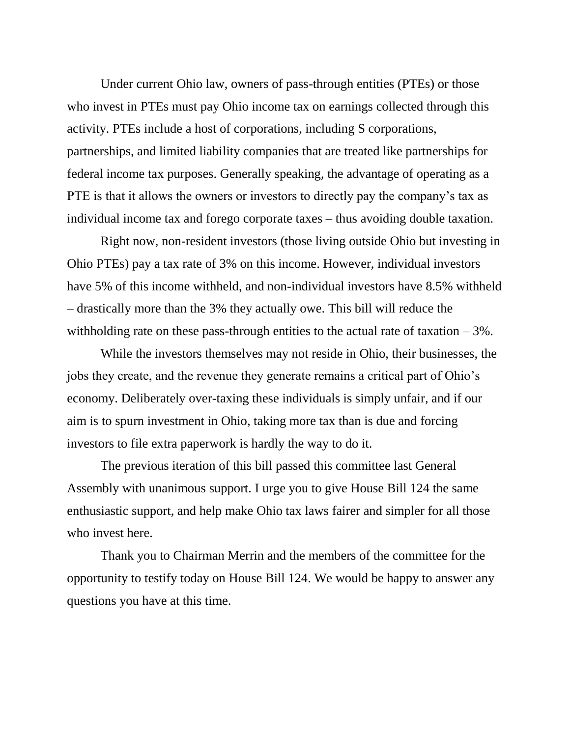Under current Ohio law, owners of pass-through entities (PTEs) or those who invest in PTEs must pay Ohio income tax on earnings collected through this activity. PTEs include a host of corporations, including S corporations, partnerships, and limited liability companies that are treated like partnerships for federal income tax purposes. Generally speaking, the advantage of operating as a PTE is that it allows the owners or investors to directly pay the company's tax as individual income tax and forego corporate taxes – thus avoiding double taxation.

Right now, non-resident investors (those living outside Ohio but investing in Ohio PTEs) pay a tax rate of 3% on this income. However, individual investors have 5% of this income withheld, and non-individual investors have 8.5% withheld – drastically more than the 3% they actually owe. This bill will reduce the withholding rate on these pass-through entities to the actual rate of taxation – 3%.

While the investors themselves may not reside in Ohio, their businesses, the jobs they create, and the revenue they generate remains a critical part of Ohio's economy. Deliberately over-taxing these individuals is simply unfair, and if our aim is to spurn investment in Ohio, taking more tax than is due and forcing investors to file extra paperwork is hardly the way to do it.

The previous iteration of this bill passed this committee last General Assembly with unanimous support. I urge you to give House Bill 124 the same enthusiastic support, and help make Ohio tax laws fairer and simpler for all those who invest here.

Thank you to Chairman Merrin and the members of the committee for the opportunity to testify today on House Bill 124. We would be happy to answer any questions you have at this time.